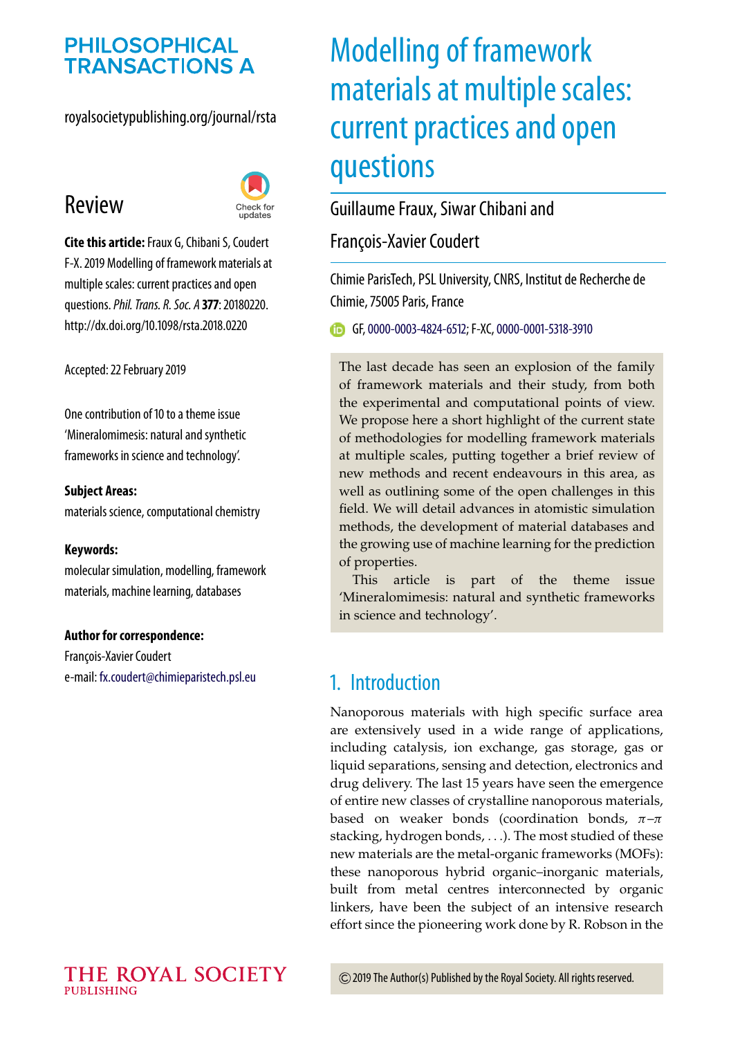PHILOSOPHICAL TRANSACTIONS A

royalsocietypublishing.org/journal/rsta

Review

**Cite this article:** Fraux G, Chibani S, Coudert F-X. 2019 Modelling of framework materials at multiple scales: current practices and open questions. *Phil. Trans. R. Soc. A* **377**: 20180220. http://dx.doi.org/10.1098/rsta.2018.0220

Accepted: 22 February 2019

One contribution of 10 to a theme issue 'Mineralomimesis: natural and synthetic frameworks in science and technology'.

**Subject Areas:**
materials science, computational chemistry

**Keywords:**
molecular simulation, modelling, framework materials, machine learning, databases

**Author for correspondence:**
François-Xavier Coudert
e-mail: fx.coudert@chimieparistech.psl.eu

# Modelling of framework materials at multiple scales: current practices and open questions

Guillaume Fraux, Siwar Chibani and François-Xavier Coudert

Chimie ParisTech, PSL University, CNRS, Institut de Recherche de Chimie, 75005 Paris, France

GF, 0000-0003-4824-6512; F-XC, 0000-0001-5318-3910

The last decade has seen an explosion of the family of framework materials and their study, from both the experimental and computational points of view. We propose here a short highlight of the current state of methodologies for modelling framework materials at multiple scales, putting together a brief review of new methods and recent endeavours in this area, as well as outlining some of the open challenges in this field. We will detail advances in atomistic simulation methods, the development of material databases and the growing use of machine learning for the prediction of properties.

This article is part of the theme issue 'Mineralomimesis: natural and synthetic frameworks in science and technology'.

## 1. Introduction

Nanoporous materials with high specific surface area are extensively used in a wide range of applications, including catalysis, ion exchange, gas storage, gas or liquid separations, sensing and detection, electronics and drug delivery. The last 15 years have seen the emergence of entire new classes of crystalline nanoporous materials, based on weaker bonds (coordination bonds, $\pi$–$\pi$ stacking, hydrogen bonds, ...). The most studied of these new materials are the metal-organic frameworks (MOFs): these nanoporous hybrid organic–inorganic materials, built from metal centres interconnected by organic linkers, have been the subject of an intensive research effort since the pioneering work done by R. Robson in the

© 2019 The Author(s) Published by the Royal Society. All rights reserved.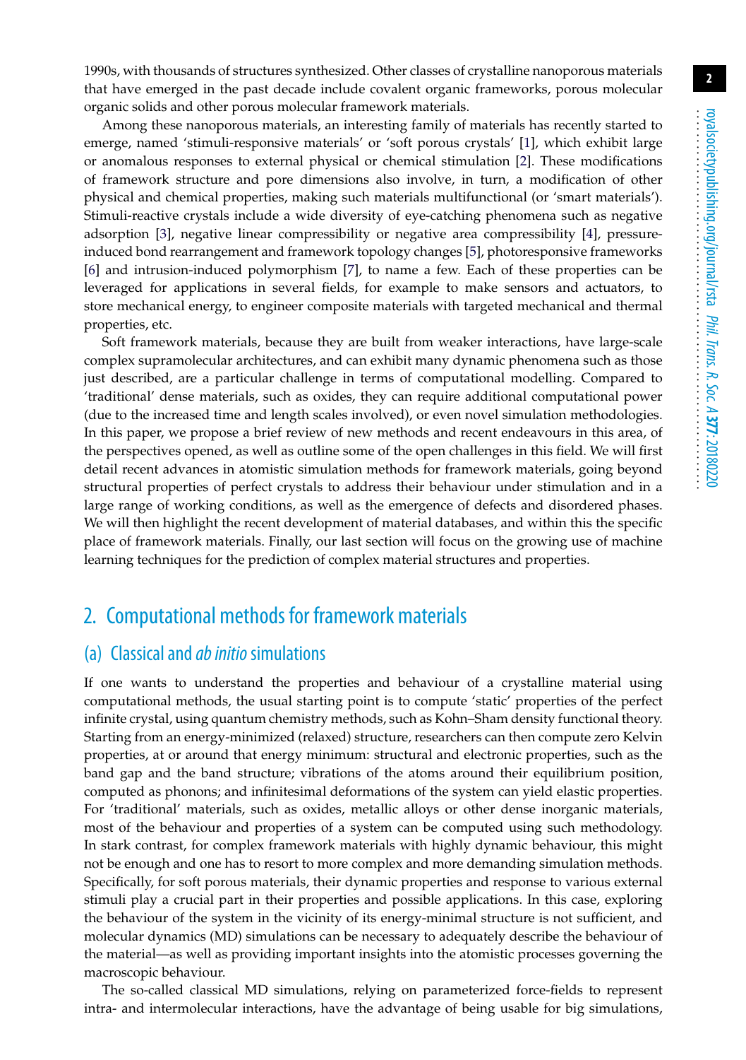1990s, with thousands of structures synthesized. Other classes of crystalline nanoporous materials that have emerged in the past decade include covalent organic frameworks, porous molecular organic solids and other porous molecular framework materials.

Among these nanoporous materials, an interesting family of materials has recently started to emerge, named 'stimuli-responsive materials' or 'soft porous crystals' [1], which exhibit large or anomalous responses to external physical or chemical stimulation [2]. These modifications of framework structure and pore dimensions also involve, in turn, a modification of other physical and chemical properties, making such materials multifunctional (or 'smart materials'). Stimuli-reactive crystals include a wide diversity of eye-catching phenomena such as negative adsorption [3], negative linear compressibility or negative area compressibility [4], pressure-induced bond rearrangement and framework topology changes [5], photoresponsive frameworks [6] and intrusion-induced polymorphism [7], to name a few. Each of these properties can be leveraged for applications in several fields, for example to make sensors and actuators, to store mechanical energy, to engineer composite materials with targeted mechanical and thermal properties, etc.

Soft framework materials, because they are built from weaker interactions, have large-scale complex supramolecular architectures, and can exhibit many dynamic phenomena such as those just described, are a particular challenge in terms of computational modelling. Compared to 'traditional' dense materials, such as oxides, they can require additional computational power (due to the increased time and length scales involved), or even novel simulation methodologies. In this paper, we propose a brief review of new methods and recent endeavours in this area, of the perspectives opened, as well as outline some of the open challenges in this field. We will first detail recent advances in atomistic simulation methods for framework materials, going beyond structural properties of perfect crystals to address their behaviour under stimulation and in a large range of working conditions, as well as the emergence of defects and disordered phases. We will then highlight the recent development of material databases, and within this the specific place of framework materials. Finally, our last section will focus on the growing use of machine learning techniques for the prediction of complex material structures and properties.

## 2. Computational methods for framework materials

### (a) Classical and *ab initio* simulations

If one wants to understand the properties and behaviour of a crystalline material using computational methods, the usual starting point is to compute 'static' properties of the perfect infinite crystal, using quantum chemistry methods, such as Kohn–Sham density functional theory. Starting from an energy-minimized (relaxed) structure, researchers can then compute zero Kelvin properties, at or around that energy minimum: structural and electronic properties, such as the band gap and the band structure; vibrations of the atoms around their equilibrium position, computed as phonons; and infinitesimal deformations of the system can yield elastic properties. For 'traditional' materials, such as oxides, metallic alloys or other dense inorganic materials, most of the behaviour and properties of a system can be computed using such methodology. In stark contrast, for complex framework materials with highly dynamic behaviour, this might not be enough and one has to resort to more complex and more demanding simulation methods. Specifically, for soft porous materials, their dynamic properties and response to various external stimuli play a crucial part in their properties and possible applications. In this case, exploring the behaviour of the system in the vicinity of its energy-minimal structure is not sufficient, and molecular dynamics (MD) simulations can be necessary to adequately describe the behaviour of the material—as well as providing important insights into the atomistic processes governing the macroscopic behaviour.

The so-called classical MD simulations, relying on parameterized force-fields to represent intra- and intermolecular interactions, have the advantage of being usable for big simulations,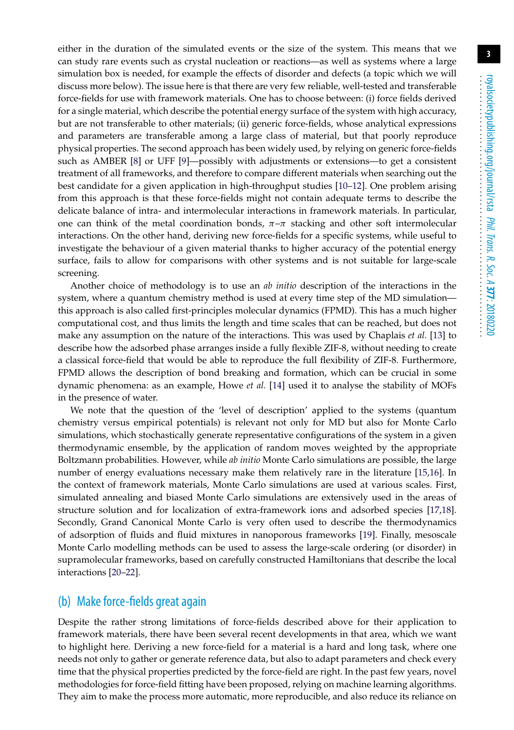either in the duration of the simulated events or the size of the system. This means that we can study rare events such as crystal nucleation or reactions—as well as systems where a large simulation box is needed, for example the effects of disorder and defects (a topic which we will discuss more below). The issue here is that there are very few reliable, well-tested and transferable force-fields for use with framework materials. One has to choose between: (i) force fields derived for a single material, which describe the potential energy surface of the system with high accuracy, but are not transferable to other materials; (ii) generic force-fields, whose analytical expressions and parameters are transferable among a large class of material, but that poorly reproduce physical properties. The second approach has been widely used, by relying on generic force-fields such as AMBER [8] or UFF [9]—possibly with adjustments or extensions—to get a consistent treatment of all frameworks, and therefore to compare different materials when searching out the best candidate for a given application in high-throughput studies [10–12]. One problem arising from this approach is that these force-fields might not contain adequate terms to describe the delicate balance of intra- and intermolecular interactions in framework materials. In particular, one can think of the metal coordination bonds, $\pi$–$\pi$ stacking and other soft intermolecular interactions. On the other hand, deriving new force-fields for a specific systems, while useful to investigate the behaviour of a given material thanks to higher accuracy of the potential energy surface, fails to allow for comparisons with other systems and is not suitable for large-scale screening.

Another choice of methodology is to use an *ab initio* description of the interactions in the system, where a quantum chemistry method is used at every time step of the MD simulation—this approach is also called first-principles molecular dynamics (FPMD). This has a much higher computational cost, and thus limits the length and time scales that can be reached, but does not make any assumption on the nature of the interactions. This was used by Chaplais *et al.* [13] to describe how the adsorbed phase arranges inside a fully flexible ZIF-8, without needing to create a classical force-field that would be able to reproduce the full flexibility of ZIF-8. Furthermore, FPMD allows the description of bond breaking and formation, which can be crucial in some dynamic phenomena: as an example, Howe *et al.* [14] used it to analyse the stability of MOFs in the presence of water.

We note that the question of the 'level of description' applied to the systems (quantum chemistry versus empirical potentials) is relevant not only for MD but also for Monte Carlo simulations, which stochastically generate representative configurations of the system in a given thermodynamic ensemble, by the application of random moves weighted by the appropriate Boltzmann probabilities. However, while *ab initio* Monte Carlo simulations are possible, the large number of energy evaluations necessary make them relatively rare in the literature [15,16]. In the context of framework materials, Monte Carlo simulations are used at various scales. First, simulated annealing and biased Monte Carlo simulations are extensively used in the areas of structure solution and for localization of extra-framework ions and adsorbed species [17,18]. Secondly, Grand Canonical Monte Carlo is very often used to describe the thermodynamics of adsorption of fluids and fluid mixtures in nanoporous frameworks [19]. Finally, mesoscale Monte Carlo modelling methods can be used to assess the large-scale ordering (or disorder) in supramolecular frameworks, based on carefully constructed Hamiltonians that describe the local interactions [20–22].

## (b) Make force-fields great again

Despite the rather strong limitations of force-fields described above for their application to framework materials, there have been several recent developments in that area, which we want to highlight here. Deriving a new force-field for a material is a hard and long task, where one needs not only to gather or generate reference data, but also to adapt parameters and check every time that the physical properties predicted by the force-field are right. In the past few years, novel methodologies for force-field fitting have been proposed, relying on machine learning algorithms. They aim to make the process more automatic, more reproducible, and also reduce its reliance on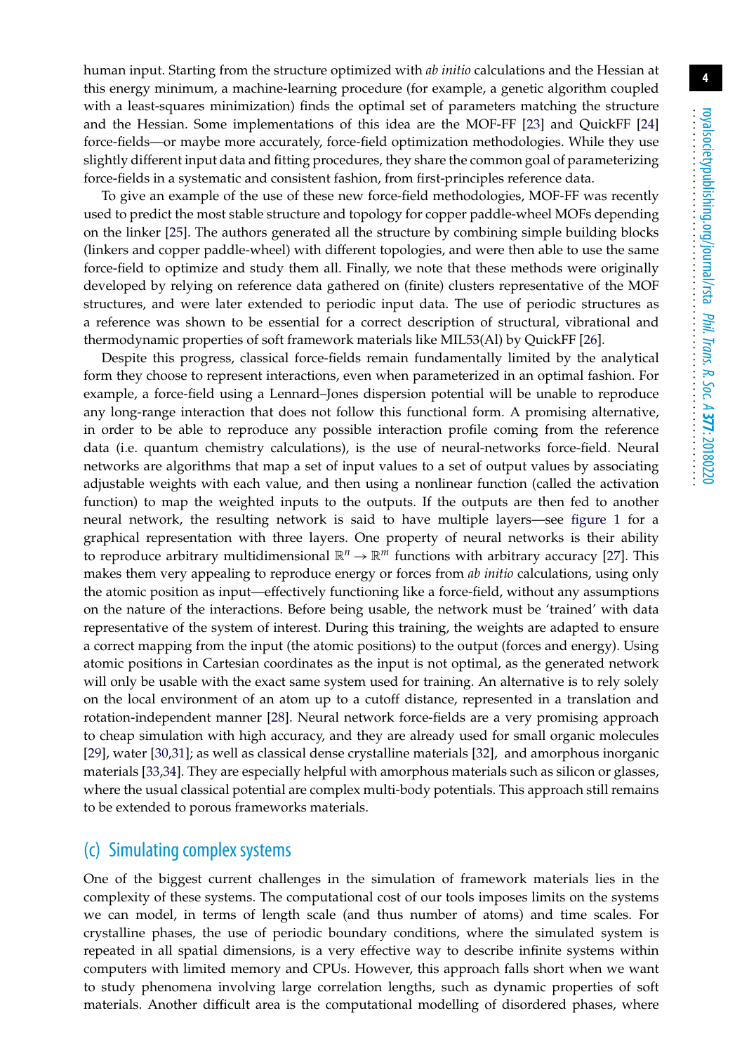human input. Starting from the structure optimized with *ab initio* calculations and the Hessian at this energy minimum, a machine-learning procedure (for example, a genetic algorithm coupled with a least-squares minimization) finds the optimal set of parameters matching the structure and the Hessian. Some implementations of this idea are the MOF-FF [23] and QuickFF [24] force-fields—or maybe more accurately, force-field optimization methodologies. While they use slightly different input data and fitting procedures, they share the common goal of parameterizing force-fields in a systematic and consistent fashion, from first-principles reference data.

To give an example of the use of these new force-field methodologies, MOF-FF was recently used to predict the most stable structure and topology for copper paddle-wheel MOFs depending on the linker [25]. The authors generated all the structure by combining simple building blocks (linkers and copper paddle-wheel) with different topologies, and were then able to use the same force-field to optimize and study them all. Finally, we note that these methods were originally developed by relying on reference data gathered on (finite) clusters representative of the MOF structures, and were later extended to periodic input data. The use of periodic structures as a reference was shown to be essential for a correct description of structural, vibrational and thermodynamic properties of soft framework materials like MIL53(Al) by QuickFF [26].

Despite this progress, classical force-fields remain fundamentally limited by the analytical form they choose to represent interactions, even when parameterized in an optimal fashion. For example, a force-field using a Lennard–Jones dispersion potential will be unable to reproduce any long-range interaction that does not follow this functional form. A promising alternative, in order to be able to reproduce any possible interaction profile coming from the reference data (i.e. quantum chemistry calculations), is the use of neural-networks force-field. Neural networks are algorithms that map a set of input values to a set of output values by associating adjustable weights with each value, and then using a nonlinear function (called the activation function) to map the weighted inputs to the outputs. If the outputs are then fed to another neural network, the resulting network is said to have multiple layers—see figure 1 for a graphical representation with three layers. One property of neural networks is their ability to reproduce arbitrary multidimensional $\mathbb{R}^n \to \mathbb{R}^m$ functions with arbitrary accuracy [27]. This makes them very appealing to reproduce energy or forces from *ab initio* calculations, using only the atomic position as input—effectively functioning like a force-field, without any assumptions on the nature of the interactions. Before being usable, the network must be 'trained' with data representative of the system of interest. During this training, the weights are adapted to ensure a correct mapping from the input (the atomic positions) to the output (forces and energy). Using atomic positions in Cartesian coordinates as the input is not optimal, as the generated network will only be usable with the exact same system used for training. An alternative is to rely solely on the local environment of an atom up to a cutoff distance, represented in a translation and rotation-independent manner [28]. Neural network force-fields are a very promising approach to cheap simulation with high accuracy, and they are already used for small organic molecules [29], water [30,31]; as well as classical dense crystalline materials [32], and amorphous inorganic materials [33,34]. They are especially helpful with amorphous materials such as silicon or glasses, where the usual classical potential are complex multi-body potentials. This approach still remains to be extended to porous frameworks materials.

## (c) Simulating complex systems

One of the biggest current challenges in the simulation of framework materials lies in the complexity of these systems. The computational cost of our tools imposes limits on the systems we can model, in terms of length scale (and thus number of atoms) and time scales. For crystalline phases, the use of periodic boundary conditions, where the simulated system is repeated in all spatial dimensions, is a very effective way to describe infinite systems within computers with limited memory and CPUs. However, this approach falls short when we want to study phenomena involving large correlation lengths, such as dynamic properties of soft materials. Another difficult area is the computational modelling of disordered phases, where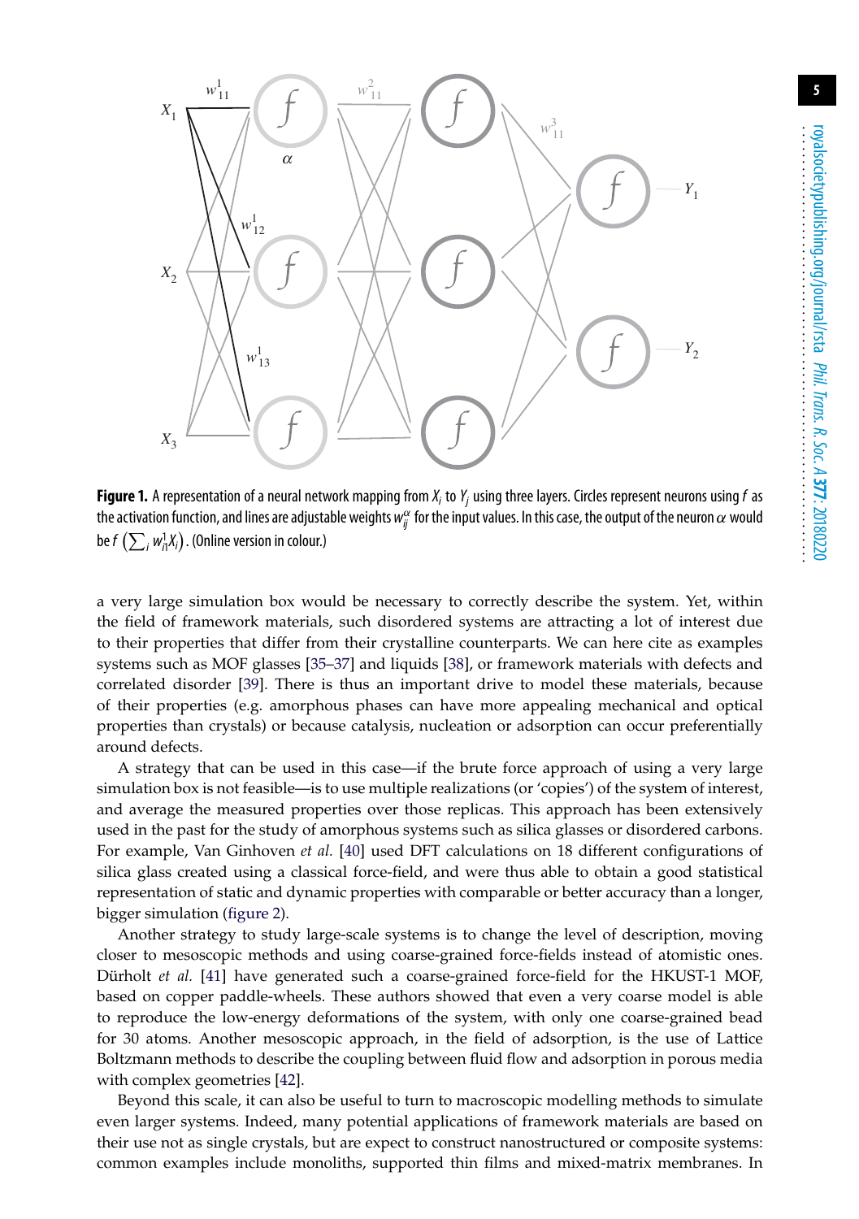**Figure 1.** A representation of a neural network mapping from $X_i$ to $Y_j$ using three layers. Circles represent neurons using $f$ as the activation function, and lines are adjustable weights $w^{\alpha}_{ij}$ for the input values. In this case, the output of the neuron $\alpha$ would be $f\left(\sum_i w^1_{i1} X_i\right)$. (Online version in colour.)

a very large simulation box would be necessary to correctly describe the system. Yet, within the field of framework materials, such disordered systems are attracting a lot of interest due to their properties that differ from their crystalline counterparts. We can here cite as examples systems such as MOF glasses [35–37] and liquids [38], or framework materials with defects and correlated disorder [39]. There is thus an important drive to model these materials, because of their properties (e.g. amorphous phases can have more appealing mechanical and optical properties than crystals) or because catalysis, nucleation or adsorption can occur preferentially around defects.

A strategy that can be used in this case—if the brute force approach of using a very large simulation box is not feasible—is to use multiple realizations (or 'copies') of the system of interest, and average the measured properties over those replicas. This approach has been extensively used in the past for the study of amorphous systems such as silica glasses or disordered carbons. For example, Van Ginhoven *et al.* [40] used DFT calculations on 18 different configurations of silica glass created using a classical force-field, and were thus able to obtain a good statistical representation of static and dynamic properties with comparable or better accuracy than a longer, bigger simulation (figure 2).

Another strategy to study large-scale systems is to change the level of description, moving closer to mesoscopic methods and using coarse-grained force-fields instead of atomistic ones. Dürholt *et al.* [41] have generated such a coarse-grained force-field for the HKUST-1 MOF, based on copper paddle-wheels. These authors showed that even a very coarse model is able to reproduce the low-energy deformations of the system, with only one coarse-grained bead for 30 atoms. Another mesoscopic approach, in the field of adsorption, is the use of Lattice Boltzmann methods to describe the coupling between fluid flow and adsorption in porous media with complex geometries [42].

Beyond this scale, it can also be useful to turn to macroscopic modelling methods to simulate even larger systems. Indeed, many potential applications of framework materials are based on their use not as single crystals, but are expect to construct nanostructured or composite systems: common examples include monoliths, supported thin films and mixed-matrix membranes. In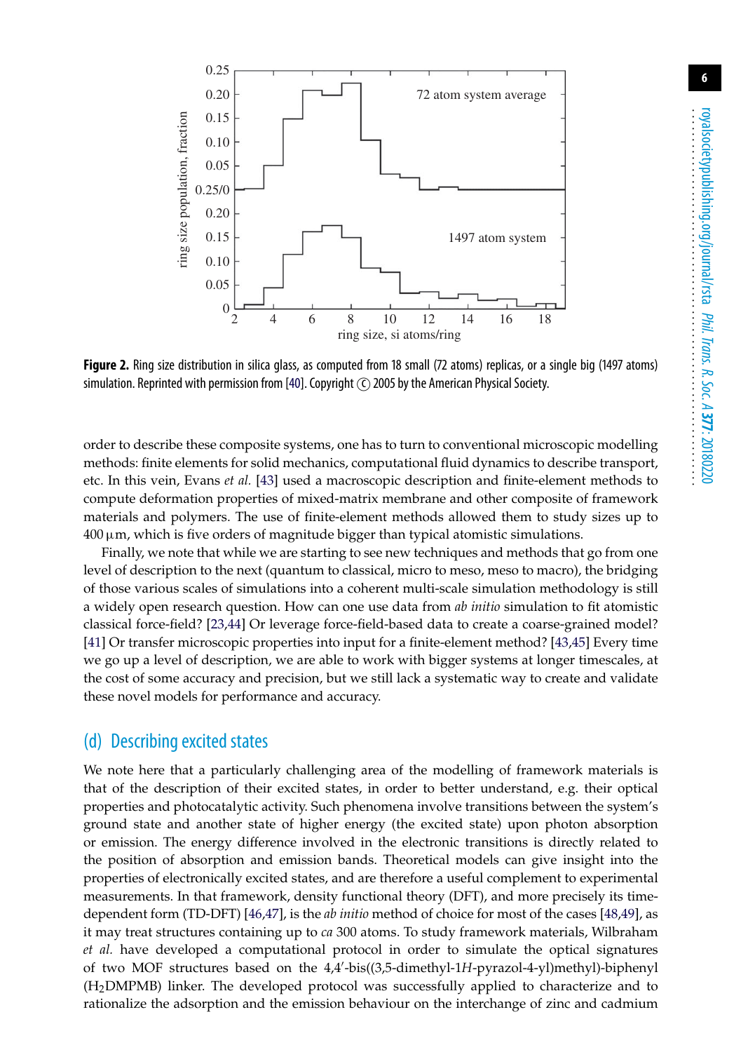**Figure 2.** Ring size distribution in silica glass, as computed from 18 small (72 atoms) replicas, or a single big (1497 atoms) simulation. Reprinted with permission from [40]. Copyright © 2005 by the American Physical Society.

order to describe these composite systems, one has to turn to conventional microscopic modelling methods: finite elements for solid mechanics, computational fluid dynamics to describe transport, etc. In this vein, Evans *et al.* [43] used a macroscopic description and finite-element methods to compute deformation properties of mixed-matrix membrane and other composite of framework materials and polymers. The use of finite-element methods allowed them to study sizes up to 400 µm, which is five orders of magnitude bigger than typical atomistic simulations.

Finally, we note that while we are starting to see new techniques and methods that go from one level of description to the next (quantum to classical, micro to meso, meso to macro), the bridging of those various scales of simulations into a coherent multi-scale simulation methodology is still a widely open research question. How can one use data from *ab initio* simulation to fit atomistic classical force-field? [23,44] Or leverage force-field-based data to create a coarse-grained model? [41] Or transfer microscopic properties into input for a finite-element method? [43,45] Every time we go up a level of description, we are able to work with bigger systems at longer timescales, at the cost of some accuracy and precision, but we still lack a systematic way to create and validate these novel models for performance and accuracy.

## (d) Describing excited states

We note here that a particularly challenging area of the modelling of framework materials is that of the description of their excited states, in order to better understand, e.g. their optical properties and photocatalytic activity. Such phenomena involve transitions between the system's ground state and another state of higher energy (the excited state) upon photon absorption or emission. The energy difference involved in the electronic transitions is directly related to the position of absorption and emission bands. Theoretical models can give insight into the properties of electronically excited states, and are therefore a useful complement to experimental measurements. In that framework, density functional theory (DFT), and more precisely its time-dependent form (TD-DFT) [46,47], is the *ab initio* method of choice for most of the cases [48,49], as it may treat structures containing up to *ca* 300 atoms. To study framework materials, Wilbraham *et al.* have developed a computational protocol in order to simulate the optical signatures of two MOF structures based on the 4,4′-bis((3,5-dimethyl-1*H*-pyrazol-4-yl)methyl)-biphenyl ($H_2$DMPMB) linker. The developed protocol was successfully applied to characterize and to rationalize the adsorption and the emission behaviour on the interchange of zinc and cadmium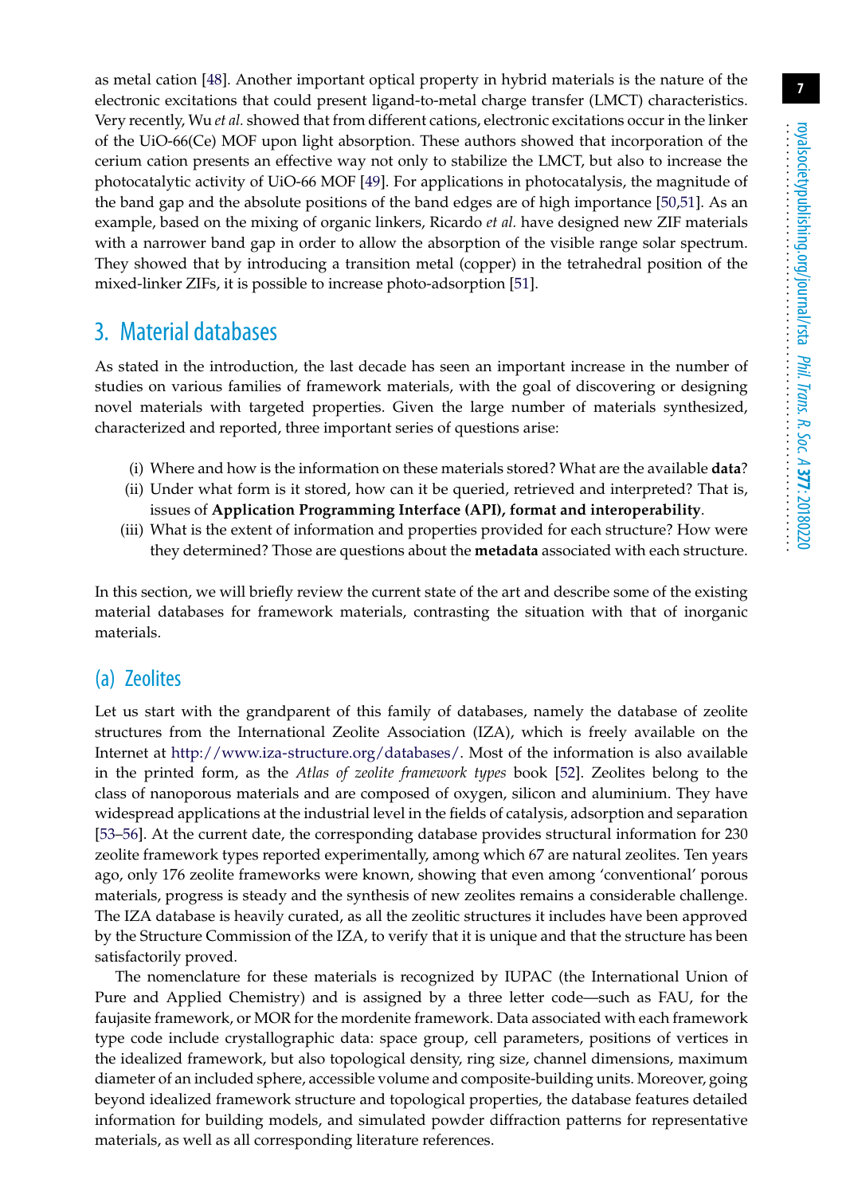as metal cation [48]. Another important optical property in hybrid materials is the nature of the electronic excitations that could present ligand-to-metal charge transfer (LMCT) characteristics. Very recently, Wu *et al.* showed that from different cations, electronic excitations occur in the linker of the UiO-66(Ce) MOF upon light absorption. These authors showed that incorporation of the cerium cation presents an effective way not only to stabilize the LMCT, but also to increase the photocatalytic activity of UiO-66 MOF [49]. For applications in photocatalysis, the magnitude of the band gap and the absolute positions of the band edges are of high importance [50,51]. As an example, based on the mixing of organic linkers, Ricardo *et al.* have designed new ZIF materials with a narrower band gap in order to allow the absorption of the visible range solar spectrum. They showed that by introducing a transition metal (copper) in the tetrahedral position of the mixed-linker ZIFs, it is possible to increase photo-adsorption [51].

## 3. Material databases

As stated in the introduction, the last decade has seen an important increase in the number of studies on various families of framework materials, with the goal of discovering or designing novel materials with targeted properties. Given the large number of materials synthesized, characterized and reported, three important series of questions arise:

(i) Where and how is the information on these materials stored? What are the available **data**?
(ii) Under what form is it stored, how can it be queried, retrieved and interpreted? That is, issues of **Application Programming Interface (API), format and interoperability**.
(iii) What is the extent of information and properties provided for each structure? How were they determined? Those are questions about the **metadata** associated with each structure.

In this section, we will briefly review the current state of the art and describe some of the existing material databases for framework materials, contrasting the situation with that of inorganic materials.

### (a) Zeolites

Let us start with the grandparent of this family of databases, namely the database of zeolite structures from the International Zeolite Association (IZA), which is freely available on the Internet at http://www.iza-structure.org/databases/. Most of the information is also available in the printed form, as the *Atlas of zeolite framework types* book [52]. Zeolites belong to the class of nanoporous materials and are composed of oxygen, silicon and aluminium. They have widespread applications at the industrial level in the fields of catalysis, adsorption and separation [53–56]. At the current date, the corresponding database provides structural information for 230 zeolite framework types reported experimentally, among which 67 are natural zeolites. Ten years ago, only 176 zeolite frameworks were known, showing that even among 'conventional' porous materials, progress is steady and the synthesis of new zeolites remains a considerable challenge. The IZA database is heavily curated, as all the zeolitic structures it includes have been approved by the Structure Commission of the IZA, to verify that it is unique and that the structure has been satisfactorily proved.

The nomenclature for these materials is recognized by IUPAC (the International Union of Pure and Applied Chemistry) and is assigned by a three letter code—such as FAU, for the faujasite framework, or MOR for the mordenite framework. Data associated with each framework type code include crystallographic data: space group, cell parameters, positions of vertices in the idealized framework, but also topological density, ring size, channel dimensions, maximum diameter of an included sphere, accessible volume and composite-building units. Moreover, going beyond idealized framework structure and topological properties, the database features detailed information for building models, and simulated powder diffraction patterns for representative materials, as well as all corresponding literature references.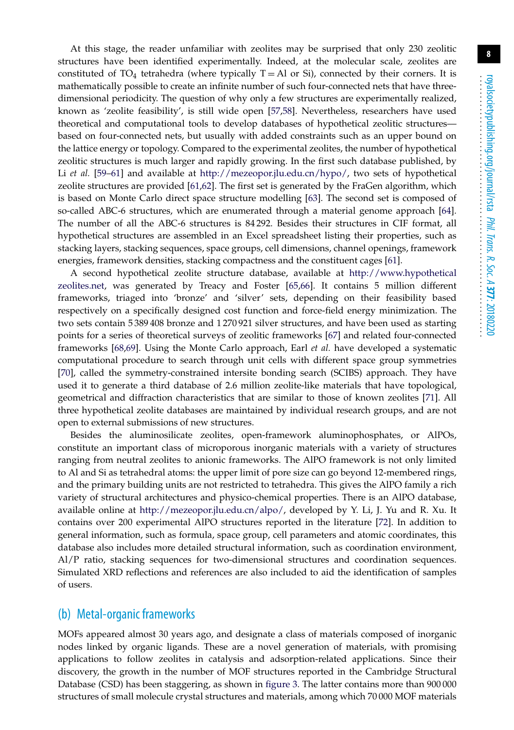At this stage, the reader unfamiliar with zeolites may be surprised that only 230 zeolitic structures have been identified experimentally. Indeed, at the molecular scale, zeolites are constituted of $TO_4$ tetrahedra (where typically T = Al or Si), connected by their corners. It is mathematically possible to create an infinite number of such four-connected nets that have three-dimensional periodicity. The question of why only a few structures are experimentally realized, known as ‘zeolite feasibility’, is still wide open [57,58]. Nevertheless, researchers have used theoretical and computational tools to develop databases of hypothetical zeolitic structures—based on four-connected nets, but usually with added constraints such as an upper bound on the lattice energy or topology. Compared to the experimental zeolites, the number of hypothetical zeolitic structures is much larger and rapidly growing. In the first such database published, by Li *et al.* [59–61] and available at http://mezeopor.jlu.edu.cn/hypo/, two sets of hypothetical zeolite structures are provided [61,62]. The first set is generated by the FraGen algorithm, which is based on Monte Carlo direct space structure modelling [63]. The second set is composed of so-called ABC-6 structures, which are enumerated through a material genome approach [64]. The number of all the ABC-6 structures is 84 292. Besides their structures in CIF format, all hypothetical structures are assembled in an Excel spreadsheet listing their properties, such as stacking layers, stacking sequences, space groups, cell dimensions, channel openings, framework energies, framework densities, stacking compactness and the constituent cages [61].

A second hypothetical zeolite structure database, available at http://www.hypotheticalzeolites.net, was generated by Treacy and Foster [65,66]. It contains 5 million different frameworks, triaged into ‘bronze’ and ‘silver’ sets, depending on their feasibility based respectively on a specifically designed cost function and force-field energy minimization. The two sets contain 5 389 408 bronze and 1 270 921 silver structures, and have been used as starting points for a series of theoretical surveys of zeolitic frameworks [67] and related four-connected frameworks [68,69]. Using the Monte Carlo approach, Earl *et al.* have developed a systematic computational procedure to search through unit cells with different space group symmetries [70], called the symmetry-constrained intersite bonding search (SCIBS) approach. They have used it to generate a third database of 2.6 million zeolite-like materials that have topological, geometrical and diffraction characteristics that are similar to those of known zeolites [71]. All three hypothetical zeolite databases are maintained by individual research groups, and are not open to external submissions of new structures.

Besides the aluminosilicate zeolites, open-framework aluminophosphates, or AlPOs, constitute an important class of microporous inorganic materials with a variety of structures ranging from neutral zeolites to anionic frameworks. The AlPO framework is not only limited to Al and Si as tetrahedral atoms: the upper limit of pore size can go beyond 12-membered rings, and the primary building units are not restricted to tetrahedra. This gives the AlPO family a rich variety of structural architectures and physico-chemical properties. There is an AlPO database, available online at http://mezeopor.jlu.edu.cn/alpo/, developed by Y. Li, J. Yu and R. Xu. It contains over 200 experimental AlPO structures reported in the literature [72]. In addition to general information, such as formula, space group, cell parameters and atomic coordinates, this database also includes more detailed structural information, such as coordination environment, Al/P ratio, stacking sequences for two-dimensional structures and coordination sequences. Simulated XRD reflections and references are also included to aid the identification of samples of users.

## (b) Metal-organic frameworks

MOFs appeared almost 30 years ago, and designate a class of materials composed of inorganic nodes linked by organic ligands. These are a novel generation of materials, with promising applications to follow zeolites in catalysis and adsorption-related applications. Since their discovery, the growth in the number of MOF structures reported in the Cambridge Structural Database (CSD) has been staggering, as shown in figure 3. The latter contains more than 900 000 structures of small molecule crystal structures and materials, among which 70 000 MOF materials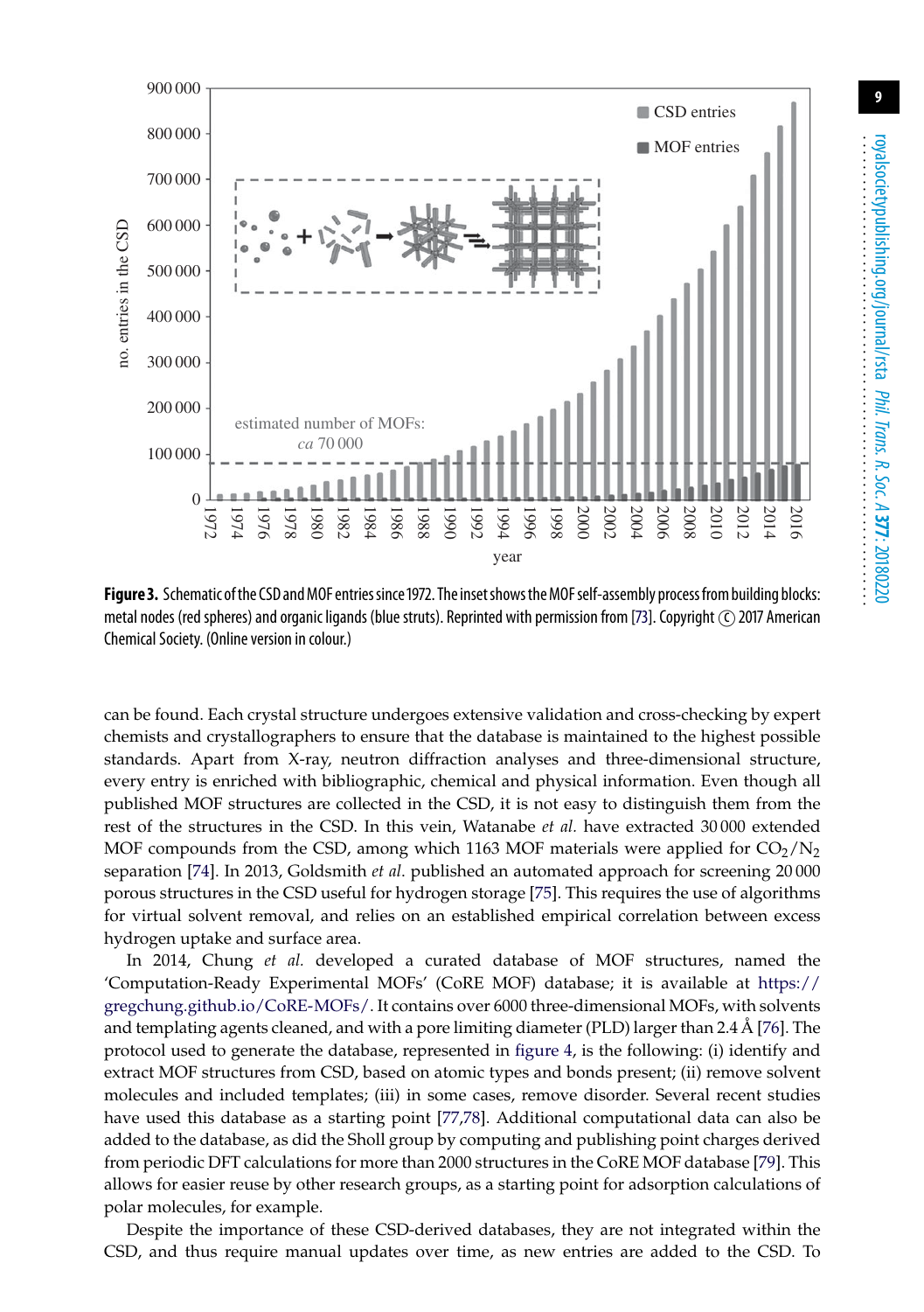**Figure 3.** Schematic of the CSD and MOF entries since 1972. The inset shows the MOF self-assembly process from building blocks: metal nodes (red spheres) and organic ligands (blue struts). Reprinted with permission from [73]. Copyright © 2017 American Chemical Society. (Online version in colour.)

can be found. Each crystal structure undergoes extensive validation and cross-checking by expert chemists and crystallographers to ensure that the database is maintained to the highest possible standards. Apart from X-ray, neutron diffraction analyses and three-dimensional structure, every entry is enriched with bibliographic, chemical and physical information. Even though all published MOF structures are collected in the CSD, it is not easy to distinguish them from the rest of the structures in the CSD. In this vein, Watanabe *et al.* have extracted 30 000 extended MOF compounds from the CSD, among which 1163 MOF materials were applied for $CO_2/N_2$ separation [74]. In 2013, Goldsmith *et al.* published an automated approach for screening 20 000 porous structures in the CSD useful for hydrogen storage [75]. This requires the use of algorithms for virtual solvent removal, and relies on an established empirical correlation between excess hydrogen uptake and surface area.

In 2014, Chung *et al.* developed a curated database of MOF structures, named the 'Computation-Ready Experimental MOFs' (CoRE MOF) database; it is available at https://gregchung.github.io/CoRE-MOFs/. It contains over 6000 three-dimensional MOFs, with solvents and templating agents cleaned, and with a pore limiting diameter (PLD) larger than 2.4 Å [76]. The protocol used to generate the database, represented in figure 4, is the following: (i) identify and extract MOF structures from CSD, based on atomic types and bonds present; (ii) remove solvent molecules and included templates; (iii) in some cases, remove disorder. Several recent studies have used this database as a starting point [77,78]. Additional computational data can also be added to the database, as did the Sholl group by computing and publishing point charges derived from periodic DFT calculations for more than 2000 structures in the CoRE MOF database [79]. This allows for easier reuse by other research groups, as a starting point for adsorption calculations of polar molecules, for example.

Despite the importance of these CSD-derived databases, they are not integrated within the CSD, and thus require manual updates over time, as new entries are added to the CSD. To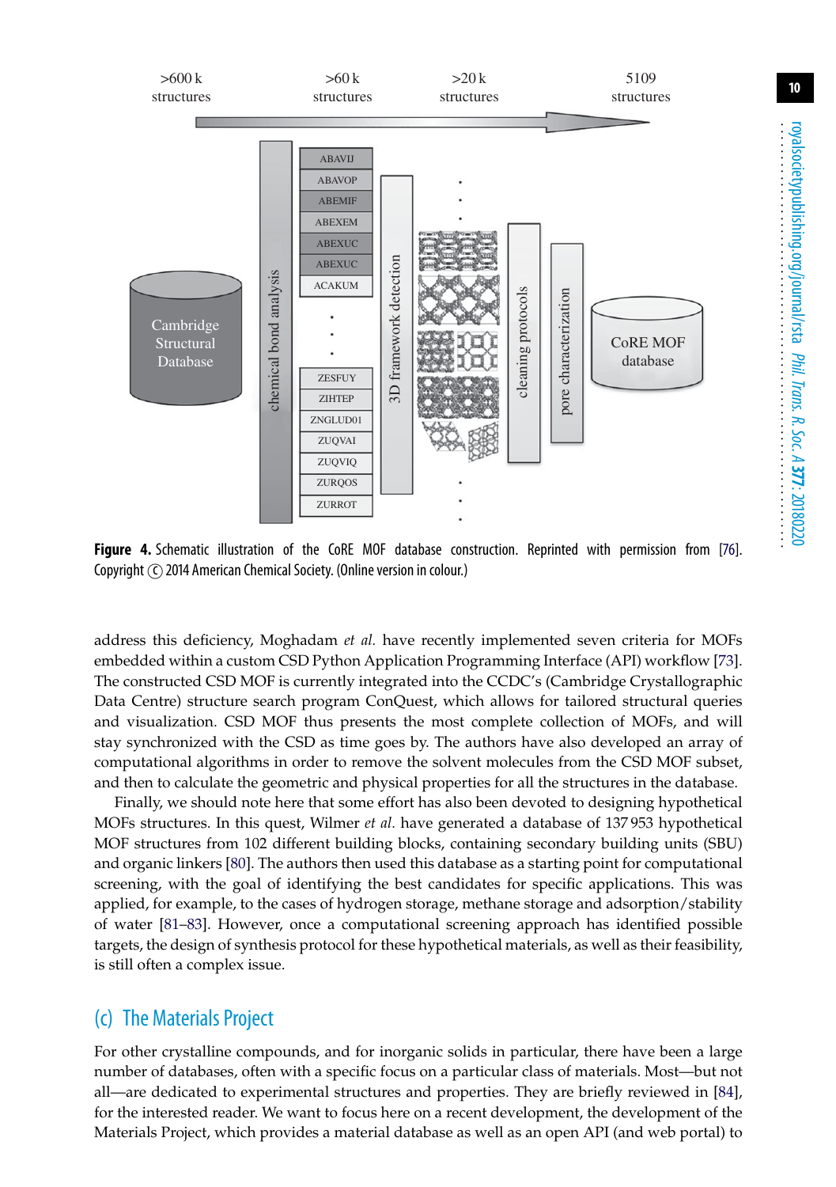**Figure 4.** Schematic illustration of the CoRE MOF database construction. Reprinted with permission from [76]. Copyright © 2014 American Chemical Society. (Online version in colour.)

address this deficiency, Moghadam *et al.* have recently implemented seven criteria for MOFs embedded within a custom CSD Python Application Programming Interface (API) workflow [73]. The constructed CSD MOF is currently integrated into the CCDC's (Cambridge Crystallographic Data Centre) structure search program ConQuest, which allows for tailored structural queries and visualization. CSD MOF thus presents the most complete collection of MOFs, and will stay synchronized with the CSD as time goes by. The authors have also developed an array of computational algorithms in order to remove the solvent molecules from the CSD MOF subset, and then to calculate the geometric and physical properties for all the structures in the database.

Finally, we should note here that some effort has also been devoted to designing hypothetical MOFs structures. In this quest, Wilmer *et al.* have generated a database of 137 953 hypothetical MOF structures from 102 different building blocks, containing secondary building units (SBU) and organic linkers [80]. The authors then used this database as a starting point for computational screening, with the goal of identifying the best candidates for specific applications. This was applied, for example, to the cases of hydrogen storage, methane storage and adsorption/stability of water [81–83]. However, once a computational screening approach has identified possible targets, the design of synthesis protocol for these hypothetical materials, as well as their feasibility, is still often a complex issue.

## (c) The Materials Project

For other crystalline compounds, and for inorganic solids in particular, there have been a large number of databases, often with a specific focus on a particular class of materials. Most—but not all—are dedicated to experimental structures and properties. They are briefly reviewed in [84], for the interested reader. We want to focus here on a recent development, the development of the Materials Project, which provides a material database as well as an open API (and web portal) to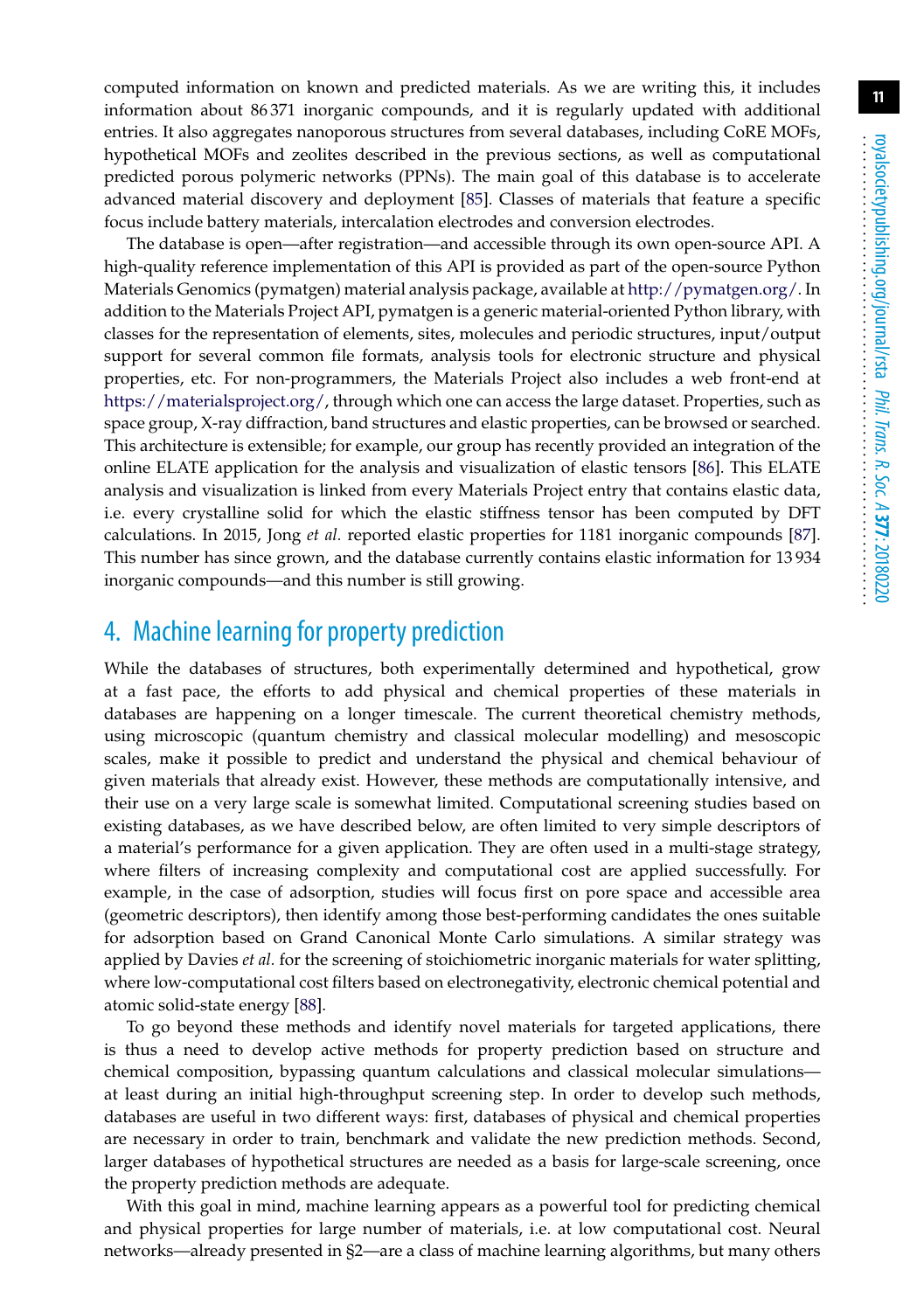computed information on known and predicted materials. As we are writing this, it includes information about 86 371 inorganic compounds, and it is regularly updated with additional entries. It also aggregates nanoporous structures from several databases, including CoRE MOFs, hypothetical MOFs and zeolites described in the previous sections, as well as computational predicted porous polymeric networks (PPNs). The main goal of this database is to accelerate advanced material discovery and deployment [85]. Classes of materials that feature a specific focus include battery materials, intercalation electrodes and conversion electrodes.

The database is open—after registration—and accessible through its own open-source API. A high-quality reference implementation of this API is provided as part of the open-source Python Materials Genomics (pymatgen) material analysis package, available at http://pymatgen.org/. In addition to the Materials Project API, pymatgen is a generic material-oriented Python library, with classes for the representation of elements, sites, molecules and periodic structures, input/output support for several common file formats, analysis tools for electronic structure and physical properties, etc. For non-programmers, the Materials Project also includes a web front-end at https://materialsproject.org/, through which one can access the large dataset. Properties, such as space group, X-ray diffraction, band structures and elastic properties, can be browsed or searched. This architecture is extensible; for example, our group has recently provided an integration of the online ELATE application for the analysis and visualization of elastic tensors [86]. This ELATE analysis and visualization is linked from every Materials Project entry that contains elastic data, i.e. every crystalline solid for which the elastic stiffness tensor has been computed by DFT calculations. In 2015, Jong *et al.* reported elastic properties for 1181 inorganic compounds [87]. This number has since grown, and the database currently contains elastic information for 13 934 inorganic compounds—and this number is still growing.

## 4. Machine learning for property prediction

While the databases of structures, both experimentally determined and hypothetical, grow at a fast pace, the efforts to add physical and chemical properties of these materials in databases are happening on a longer timescale. The current theoretical chemistry methods, using microscopic (quantum chemistry and classical molecular modelling) and mesoscopic scales, make it possible to predict and understand the physical and chemical behaviour of given materials that already exist. However, these methods are computationally intensive, and their use on a very large scale is somewhat limited. Computational screening studies based on existing databases, as we have described below, are often limited to very simple descriptors of a material's performance for a given application. They are often used in a multi-stage strategy, where filters of increasing complexity and computational cost are applied successfully. For example, in the case of adsorption, studies will focus first on pore space and accessible area (geometric descriptors), then identify among those best-performing candidates the ones suitable for adsorption based on Grand Canonical Monte Carlo simulations. A similar strategy was applied by Davies *et al.* for the screening of stoichiometric inorganic materials for water splitting, where low-computational cost filters based on electronegativity, electronic chemical potential and atomic solid-state energy [88].

To go beyond these methods and identify novel materials for targeted applications, there is thus a need to develop active methods for property prediction based on structure and chemical composition, bypassing quantum calculations and classical molecular simulations—at least during an initial high-throughput screening step. In order to develop such methods, databases are useful in two different ways: first, databases of physical and chemical properties are necessary in order to train, benchmark and validate the new prediction methods. Second, larger databases of hypothetical structures are needed as a basis for large-scale screening, once the property prediction methods are adequate.

With this goal in mind, machine learning appears as a powerful tool for predicting chemical and physical properties for large number of materials, i.e. at low computational cost. Neural networks—already presented in §2—are a class of machine learning algorithms, but many others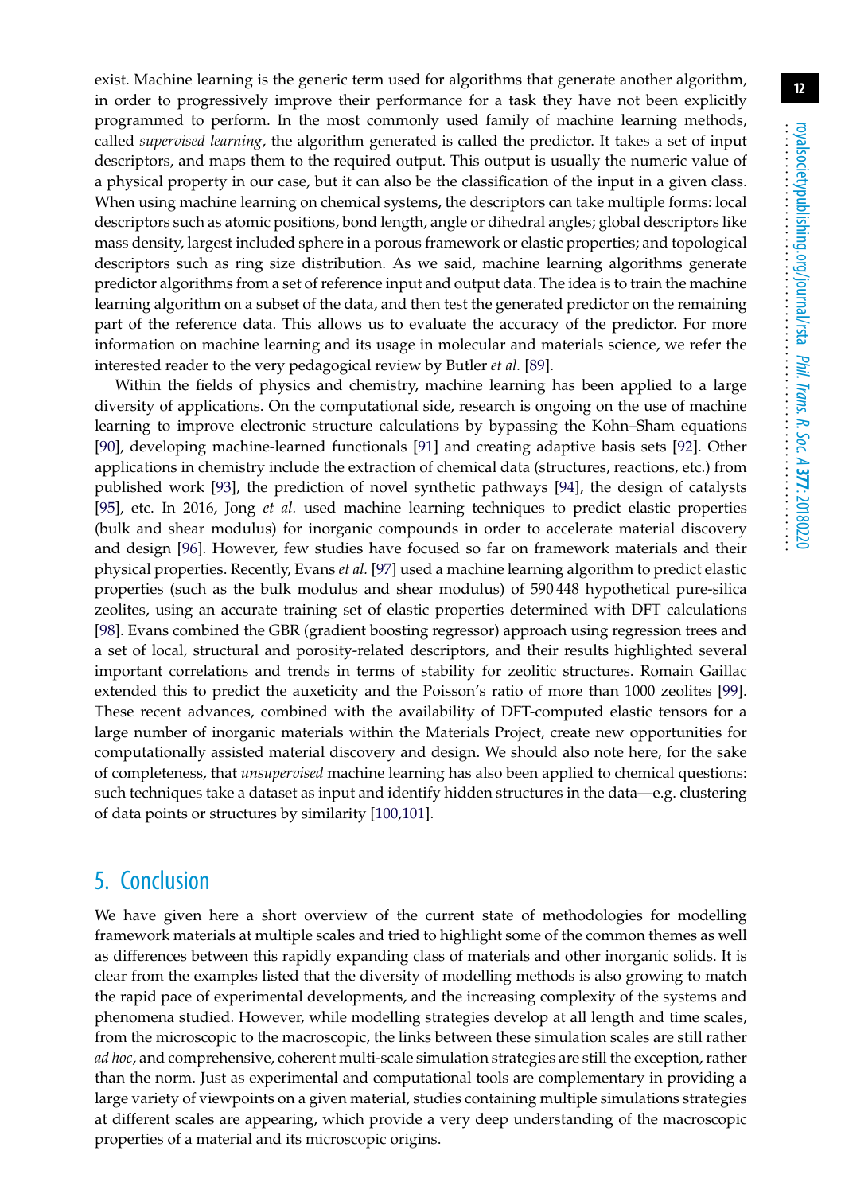exist. Machine learning is the generic term used for algorithms that generate another algorithm, in order to progressively improve their performance for a task they have not been explicitly programmed to perform. In the most commonly used family of machine learning methods, called *supervised learning*, the algorithm generated is called the predictor. It takes a set of input descriptors, and maps them to the required output. This output is usually the numeric value of a physical property in our case, but it can also be the classification of the input in a given class. When using machine learning on chemical systems, the descriptors can take multiple forms: local descriptors such as atomic positions, bond length, angle or dihedral angles; global descriptors like mass density, largest included sphere in a porous framework or elastic properties; and topological descriptors such as ring size distribution. As we said, machine learning algorithms generate predictor algorithms from a set of reference input and output data. The idea is to train the machine learning algorithm on a subset of the data, and then test the generated predictor on the remaining part of the reference data. This allows us to evaluate the accuracy of the predictor. For more information on machine learning and its usage in molecular and materials science, we refer the interested reader to the very pedagogical review by Butler *et al.* [89].

Within the fields of physics and chemistry, machine learning has been applied to a large diversity of applications. On the computational side, research is ongoing on the use of machine learning to improve electronic structure calculations by bypassing the Kohn–Sham equations [90], developing machine-learned functionals [91] and creating adaptive basis sets [92]. Other applications in chemistry include the extraction of chemical data (structures, reactions, etc.) from published work [93], the prediction of novel synthetic pathways [94], the design of catalysts [95], etc. In 2016, Jong *et al.* used machine learning techniques to predict elastic properties (bulk and shear modulus) for inorganic compounds in order to accelerate material discovery and design [96]. However, few studies have focused so far on framework materials and their physical properties. Recently, Evans *et al.* [97] used a machine learning algorithm to predict elastic properties (such as the bulk modulus and shear modulus) of 590 448 hypothetical pure-silica zeolites, using an accurate training set of elastic properties determined with DFT calculations [98]. Evans combined the GBR (gradient boosting regressor) approach using regression trees and a set of local, structural and porosity-related descriptors, and their results highlighted several important correlations and trends in terms of stability for zeolitic structures. Romain Gaillac extended this to predict the auxeticity and the Poisson's ratio of more than 1000 zeolites [99]. These recent advances, combined with the availability of DFT-computed elastic tensors for a large number of inorganic materials within the Materials Project, create new opportunities for computationally assisted material discovery and design. We should also note here, for the sake of completeness, that *unsupervised* machine learning has also been applied to chemical questions: such techniques take a dataset as input and identify hidden structures in the data—e.g. clustering of data points or structures by similarity [100,101].

## 5. Conclusion

We have given here a short overview of the current state of methodologies for modelling framework materials at multiple scales and tried to highlight some of the common themes as well as differences between this rapidly expanding class of materials and other inorganic solids. It is clear from the examples listed that the diversity of modelling methods is also growing to match the rapid pace of experimental developments, and the increasing complexity of the systems and phenomena studied. However, while modelling strategies develop at all length and time scales, from the microscopic to the macroscopic, the links between these simulation scales are still rather *ad hoc*, and comprehensive, coherent multi-scale simulation strategies are still the exception, rather than the norm. Just as experimental and computational tools are complementary in providing a large variety of viewpoints on a given material, studies containing multiple simulations strategies at different scales are appearing, which provide a very deep understanding of the macroscopic properties of a material and its microscopic origins.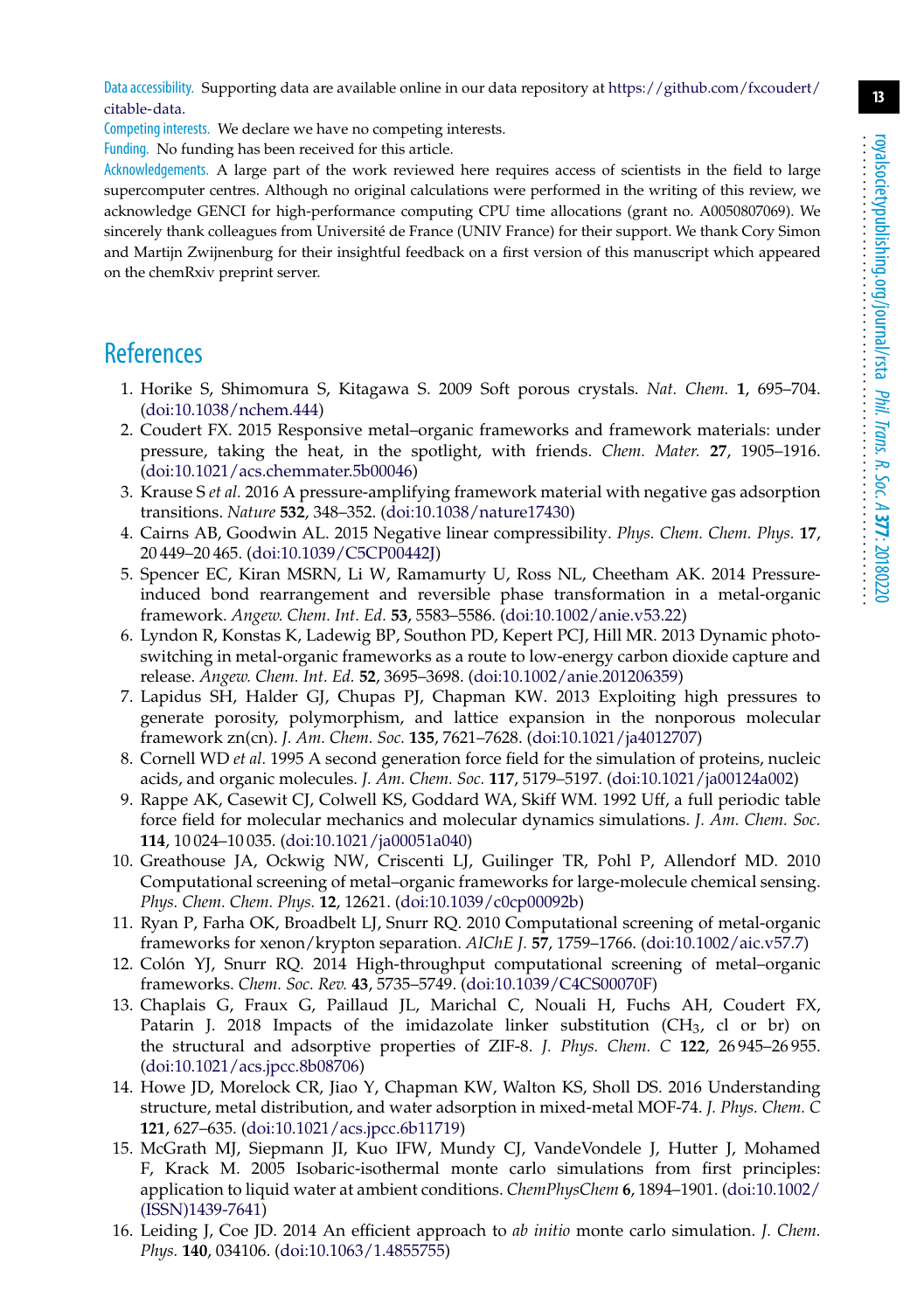**Data accessibility.** Supporting data are available online in our data repository at https://github.com/fxcoudert/citable-data.

**Competing interests.** We declare we have no competing interests.

**Funding.** No funding has been received for this article.

**Acknowledgements.** A large part of the work reviewed here requires access of scientists in the field to large supercomputer centres. Although no original calculations were performed in the writing of this review, we acknowledge GENCI for high-performance computing CPU time allocations (grant no. A0050807069). We sincerely thank colleagues from Université de France (UNIV France) for their support. We thank Cory Simon and Martijn Zwijnenburg for their insightful feedback on a first version of this manuscript which appeared on the chemRxiv preprint server.

## References

1. Horike S, Shimomura S, Kitagawa S. 2009 Soft porous crystals. *Nat. Chem.* **1**, 695–704. (doi:10.1038/nchem.444)
2. Coudert FX. 2015 Responsive metal–organic frameworks and framework materials: under pressure, taking the heat, in the spotlight, with friends. *Chem. Mater.* **27**, 1905–1916. (doi:10.1021/acs.chemmater.5b00046)
3. Krause S *et al.* 2016 A pressure-amplifying framework material with negative gas adsorption transitions. *Nature* **532**, 348–352. (doi:10.1038/nature17430)
4. Cairns AB, Goodwin AL. 2015 Negative linear compressibility. *Phys. Chem. Chem. Phys.* **17**, 20 449–20 465. (doi:10.1039/C5CP00442J)
5. Spencer EC, Kiran MSRN, Li W, Ramamurty U, Ross NL, Cheetham AK. 2014 Pressure-induced bond rearrangement and reversible phase transformation in a metal-organic framework. *Angew. Chem. Int. Ed.* **53**, 5583–5586. (doi:10.1002/anie.v53.22)
6. Lyndon R, Konstas K, Ladewig BP, Southon PD, Kepert PCJ, Hill MR. 2013 Dynamic photo-switching in metal-organic frameworks as a route to low-energy carbon dioxide capture and release. *Angew. Chem. Int. Ed.* **52**, 3695–3698. (doi:10.1002/anie.201206359)
7. Lapidus SH, Halder GJ, Chupas PJ, Chapman KW. 2013 Exploiting high pressures to generate porosity, polymorphism, and lattice expansion in the nonporous molecular framework zn(cn). *J. Am. Chem. Soc.* **135**, 7621–7628. (doi:10.1021/ja4012707)
8. Cornell WD *et al.* 1995 A second generation force field for the simulation of proteins, nucleic acids, and organic molecules. *J. Am. Chem. Soc.* **117**, 5179–5197. (doi:10.1021/ja00124a002)
9. Rappe AK, Casewit CJ, Colwell KS, Goddard WA, Skiff WM. 1992 Uff, a full periodic table force field for molecular mechanics and molecular dynamics simulations. *J. Am. Chem. Soc.* **114**, 10 024–10 035. (doi:10.1021/ja00051a040)
10. Greathouse JA, Ockwig NW, Criscenti LJ, Guilinger TR, Pohl P, Allendorf MD. 2010 Computational screening of metal–organic frameworks for large-molecule chemical sensing. *Phys. Chem. Chem. Phys.* **12**, 12621. (doi:10.1039/c0cp00092b)
11. Ryan P, Farha OK, Broadbelt LJ, Snurr RQ. 2010 Computational screening of metal-organic frameworks for xenon/krypton separation. *AIChE J.* **57**, 1759–1766. (doi:10.1002/aic.v57.7)
12. Colón YJ, Snurr RQ. 2014 High-throughput computational screening of metal–organic frameworks. *Chem. Soc. Rev.* **43**, 5735–5749. (doi:10.1039/C4CS00070F)
13. Chaplais G, Fraux G, Paillaud JL, Marichal C, Nouali H, Fuchs AH, Coudert FX, Patarin J. 2018 Impacts of the imidazolate linker substitution ($CH_3$, cl or br) on the structural and adsorptive properties of ZIF-8. *J. Phys. Chem. C* **122**, 26 945–26 955. (doi:10.1021/acs.jpcc.8b08706)
14. Howe JD, Morelock CR, Jiao Y, Chapman KW, Walton KS, Sholl DS. 2016 Understanding structure, metal distribution, and water adsorption in mixed-metal MOF-74. *J. Phys. Chem. C* **121**, 627–635. (doi:10.1021/acs.jpcc.6b11719)
15. McGrath MJ, Siepmann JI, Kuo IFW, Mundy CJ, VandeVondele J, Hutter J, Mohamed F, Krack M. 2005 Isobaric-isothermal monte carlo simulations from first principles: application to liquid water at ambient conditions. *ChemPhysChem* **6**, 1894–1901. (doi:10.1002/(ISSN)1439-7641)
16. Leiding J, Coe JD. 2014 An efficient approach to *ab initio* monte carlo simulation. *J. Chem. Phys.* **140**, 034106. (doi:10.1063/1.4855755)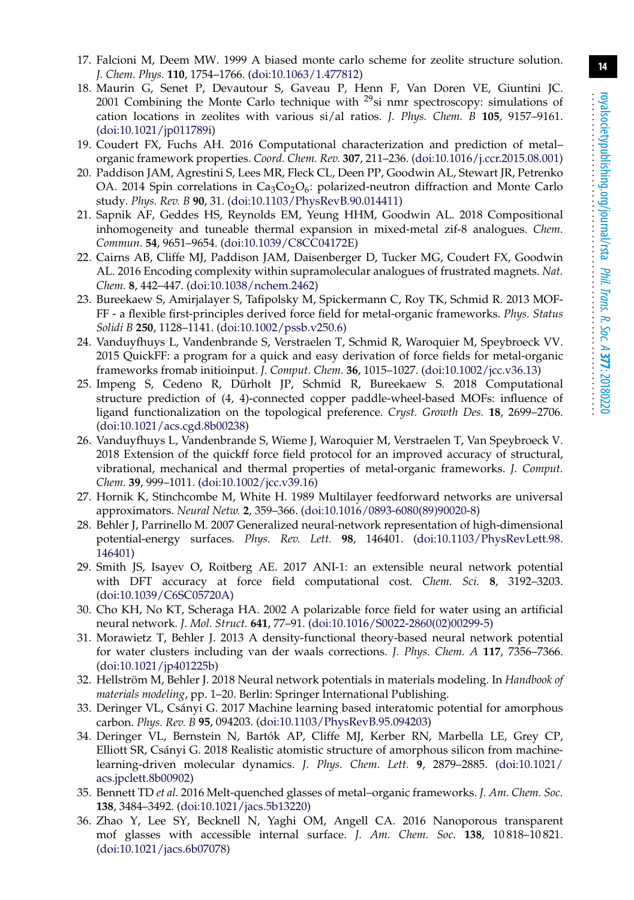17. Falcioni M, Deem MW. 1999 A biased monte carlo scheme for zeolite structure solution. *J. Chem. Phys.* **110**, 1754–1766. (doi:10.1063/1.477812)
18. Maurin G, Senet P, Devautour S, Gaveau P, Henn F, Van Doren VE, Giuntini JC. 2001 Combining the Monte Carlo technique with $^{29}$si nmr spectroscopy: simulations of cation locations in zeolites with various si/al ratios. *J. Phys. Chem. B* **105**, 9157–9161. (doi:10.1021/jp011789i)
19. Coudert FX, Fuchs AH. 2016 Computational characterization and prediction of metal–organic framework properties. *Coord. Chem. Rev.* **307**, 211–236. (doi:10.1016/j.ccr.2015.08.001)
20. Paddison JAM, Agrestini S, Lees MR, Fleck CL, Deen PP, Goodwin AL, Stewart JR, Petrenko OA. 2014 Spin correlations in $Ca_3Co_2O_6$: polarized-neutron diffraction and Monte Carlo study. *Phys. Rev. B* **90**, 31. (doi:10.1103/PhysRevB.90.014411)
21. Sapnik AF, Geddes HS, Reynolds EM, Yeung HHM, Goodwin AL. 2018 Compositional inhomogeneity and tuneable thermal expansion in mixed-metal zif-8 analogues. *Chem. Commun.* **54**, 9651–9654. (doi:10.1039/C8CC04172E)
22. Cairns AB, Cliffe MJ, Paddison JAM, Daisenberger D, Tucker MG, Coudert FX, Goodwin AL. 2016 Encoding complexity within supramolecular analogues of frustrated magnets. *Nat. Chem.* **8**, 442–447. (doi:10.1038/nchem.2462)
23. Bureekaew S, Amirjalayer S, Tafipolsky M, Spickermann C, Roy TK, Schmid R. 2013 MOF-FF - a flexible first-principles derived force field for metal-organic frameworks. *Phys. Status Solidi B* **250**, 1128–1141. (doi:10.1002/pssb.v250.6)
24. Vanduyfhuys L, Vandenbrande S, Verstraelen T, Schmid R, Waroquier M, Speybroeck VV. 2015 QuickFF: a program for a quick and easy derivation of force fields for metal-organic frameworks fromab initioinput. *J. Comput. Chem.* **36**, 1015–1027. (doi:10.1002/jcc.v36.13)
25. Impeng S, Cedeno R, Dürholt JP, Schmid R, Bureekaew S. 2018 Computational structure prediction of (4, 4)-connected copper paddle-wheel-based MOFs: influence of ligand functionalization on the topological preference. *Cryst. Growth Des.* **18**, 2699–2706. (doi:10.1021/acs.cgd.8b00238)
26. Vanduyfhuys L, Vandenbrande S, Wieme J, Waroquier M, Verstraelen T, Van Speybroeck V. 2018 Extension of the quickff force field protocol for an improved accuracy of structural, vibrational, mechanical and thermal properties of metal-organic frameworks. *J. Comput. Chem.* **39**, 999–1011. (doi:10.1002/jcc.v39.16)
27. Hornik K, Stinchcombe M, White H. 1989 Multilayer feedforward networks are universal approximators. *Neural Netw.* **2**, 359–366. (doi:10.1016/0893-6080(89)90020-8)
28. Behler J, Parrinello M. 2007 Generalized neural-network representation of high-dimensional potential-energy surfaces. *Phys. Rev. Lett.* **98**, 146401. (doi:10.1103/PhysRevLett.98.146401)
29. Smith JS, Isayev O, Roitberg AE. 2017 ANI-1: an extensible neural network potential with DFT accuracy at force field computational cost. *Chem. Sci.* **8**, 3192–3203. (doi:10.1039/C6SC05720A)
30. Cho KH, No KT, Scheraga HA. 2002 A polarizable force field for water using an artificial neural network. *J. Mol. Struct.* **641**, 77–91. (doi:10.1016/S0022-2860(02)00299-5)
31. Morawietz T, Behler J. 2013 A density-functional theory-based neural network potential for water clusters including van der waals corrections. *J. Phys. Chem. A* **117**, 7356–7366. (doi:10.1021/jp401225b)
32. Hellström M, Behler J. 2018 Neural network potentials in materials modeling. In *Handbook of materials modeling*, pp. 1–20. Berlin: Springer International Publishing.
33. Deringer VL, Csányi G. 2017 Machine learning based interatomic potential for amorphous carbon. *Phys. Rev. B* **95**, 094203. (doi:10.1103/PhysRevB.95.094203)
34. Deringer VL, Bernstein N, Bartók AP, Cliffe MJ, Kerber RN, Marbella LE, Grey CP, Elliott SR, Csányi G. 2018 Realistic atomistic structure of amorphous silicon from machine-learning-driven molecular dynamics. *J. Phys. Chem. Lett.* **9**, 2879–2885. (doi:10.1021/acs.jpclett.8b00902)
35. Bennett TD *et al.* 2016 Melt-quenched glasses of metal–organic frameworks. *J. Am. Chem. Soc.* **138**, 3484–3492. (doi:10.1021/jacs.5b13220)
36. Zhao Y, Lee SY, Becknell N, Yaghi OM, Angell CA. 2016 Nanoporous transparent mof glasses with accessible internal surface. *J. Am. Chem. Soc.* **138**, 10 818–10 821. (doi:10.1021/jacs.6b07078)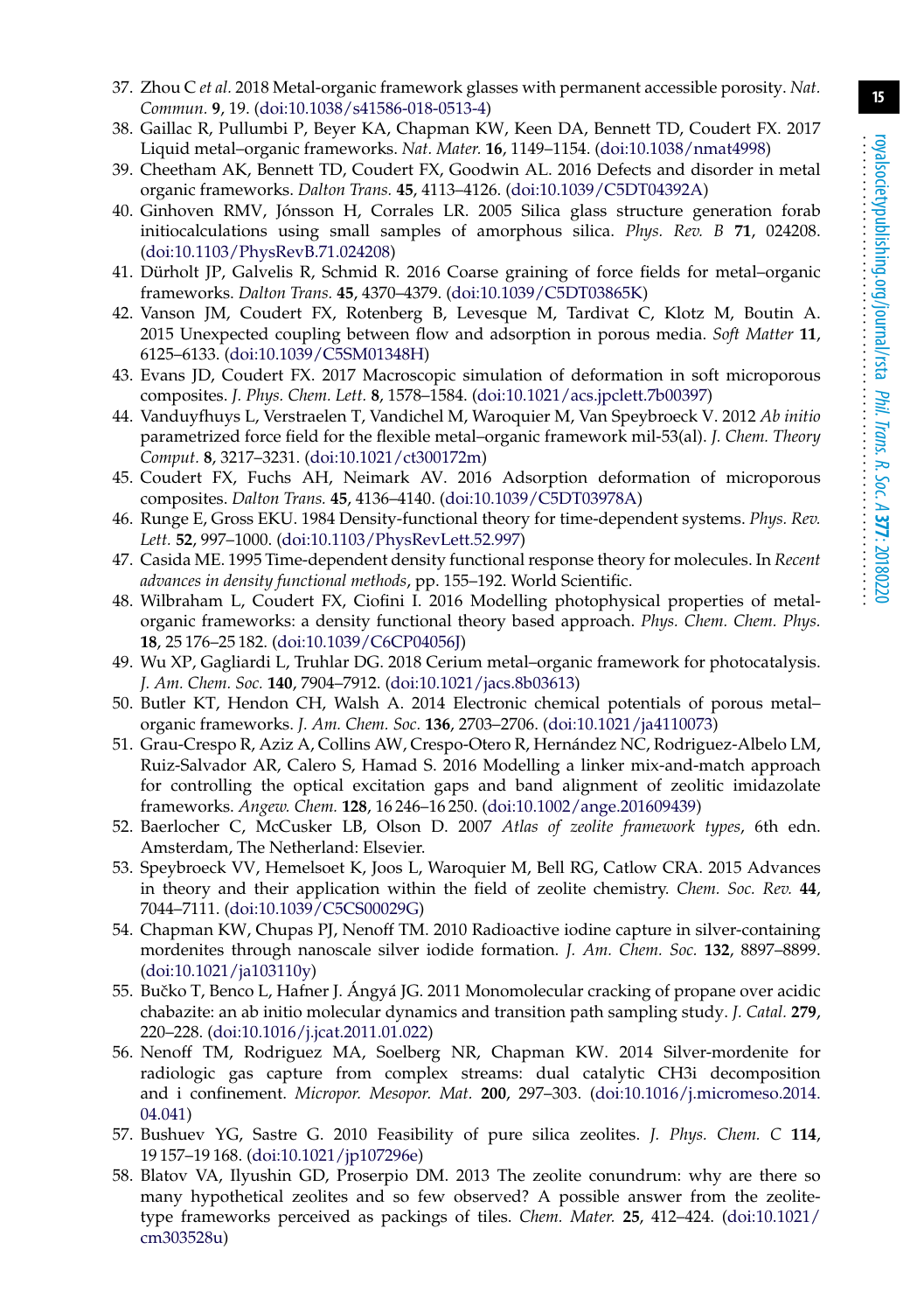37. Zhou C *et al.* 2018 Metal-organic framework glasses with permanent accessible porosity. *Nat. Commun.* **9**, 19. (doi:10.1038/s41586-018-0513-4)
38. Gaillac R, Pullumbi P, Beyer KA, Chapman KW, Keen DA, Bennett TD, Coudert FX. 2017 Liquid metal–organic frameworks. *Nat. Mater.* **16**, 1149–1154. (doi:10.1038/nmat4998)
39. Cheetham AK, Bennett TD, Coudert FX, Goodwin AL. 2016 Defects and disorder in metal organic frameworks. *Dalton Trans.* **45**, 4113–4126. (doi:10.1039/C5DT04392A)
40. Ginhoven RMV, Jónsson H, Corrales LR. 2005 Silica glass structure generation forab initiocalculations using small samples of amorphous silica. *Phys. Rev. B* **71**, 024208. (doi:10.1103/PhysRevB.71.024208)
41. Dürholt JP, Galvelis R, Schmid R. 2016 Coarse graining of force fields for metal–organic frameworks. *Dalton Trans.* **45**, 4370–4379. (doi:10.1039/C5DT03865K)
42. Vanson JM, Coudert FX, Rotenberg B, Levesque M, Tardivat C, Klotz M, Boutin A. 2015 Unexpected coupling between flow and adsorption in porous media. *Soft Matter* **11**, 6125–6133. (doi:10.1039/C5SM01348H)
43. Evans JD, Coudert FX. 2017 Macroscopic simulation of deformation in soft microporous composites. *J. Phys. Chem. Lett.* **8**, 1578–1584. (doi:10.1021/acs.jpclett.7b00397)
44. Vanduyfhuys L, Verstraelen T, Vandichel M, Waroquier M, Van Speybroeck V. 2012 *Ab initio* parametrized force field for the flexible metal–organic framework mil-53(al). *J. Chem. Theory Comput.* **8**, 3217–3231. (doi:10.1021/ct300172m)
45. Coudert FX, Fuchs AH, Neimark AV. 2016 Adsorption deformation of microporous composites. *Dalton Trans.* **45**, 4136–4140. (doi:10.1039/C5DT03978A)
46. Runge E, Gross EKU. 1984 Density-functional theory for time-dependent systems. *Phys. Rev. Lett.* **52**, 997–1000. (doi:10.1103/PhysRevLett.52.997)
47. Casida ME. 1995 Time-dependent density functional response theory for molecules. In *Recent advances in density functional methods*, pp. 155–192. World Scientific.
48. Wilbraham L, Coudert FX, Ciofini I. 2016 Modelling photophysical properties of metal-organic frameworks: a density functional theory based approach. *Phys. Chem. Chem. Phys.* **18**, 25 176–25 182. (doi:10.1039/C6CP04056J)
49. Wu XP, Gagliardi L, Truhlar DG. 2018 Cerium metal–organic framework for photocatalysis. *J. Am. Chem. Soc.* **140**, 7904–7912. (doi:10.1021/jacs.8b03613)
50. Butler KT, Hendon CH, Walsh A. 2014 Electronic chemical potentials of porous metal–organic frameworks. *J. Am. Chem. Soc.* **136**, 2703–2706. (doi:10.1021/ja4110073)
51. Grau-Crespo R, Aziz A, Collins AW, Crespo-Otero R, Hernández NC, Rodriguez-Albelo LM, Ruiz-Salvador AR, Calero S, Hamad S. 2016 Modelling a linker mix-and-match approach for controlling the optical excitation gaps and band alignment of zeolitic imidazolate frameworks. *Angew. Chem.* **128**, 16 246–16 250. (doi:10.1002/ange.201609439)
52. Baerlocher C, McCusker LB, Olson D. 2007 *Atlas of zeolite framework types*, 6th edn. Amsterdam, The Netherland: Elsevier.
53. Speybroeck VV, Hemelsoet K, Joos L, Waroquier M, Bell RG, Catlow CRA. 2015 Advances in theory and their application within the field of zeolite chemistry. *Chem. Soc. Rev.* **44**, 7044–7111. (doi:10.1039/C5CS00029G)
54. Chapman KW, Chupas PJ, Nenoff TM. 2010 Radioactive iodine capture in silver-containing mordenites through nanoscale silver iodide formation. *J. Am. Chem. Soc.* **132**, 8897–8899. (doi:10.1021/ja103110y)
55. Bučko T, Benco L, Hafner J. Ángyá JG. 2011 Monomolecular cracking of propane over acidic chabazite: an ab initio molecular dynamics and transition path sampling study. *J. Catal.* **279**, 220–228. (doi:10.1016/j.jcat.2011.01.022)
56. Nenoff TM, Rodriguez MA, Soelberg NR, Chapman KW. 2014 Silver-mordenite for radiologic gas capture from complex streams: dual catalytic CH3i decomposition and i confinement. *Micropor. Mesopor. Mat.* **200**, 297–303. (doi:10.1016/j.micromeso.2014.04.041)
57. Bushuev YG, Sastre G. 2010 Feasibility of pure silica zeolites. *J. Phys. Chem. C* **114**, 19 157–19 168. (doi:10.1021/jp107296e)
58. Blatov VA, Ilyushin GD, Proserpio DM. 2013 The zeolite conundrum: why are there so many hypothetical zeolites and so few observed? A possible answer from the zeolite-type frameworks perceived as packings of tiles. *Chem. Mater.* **25**, 412–424. (doi:10.1021/cm303528u)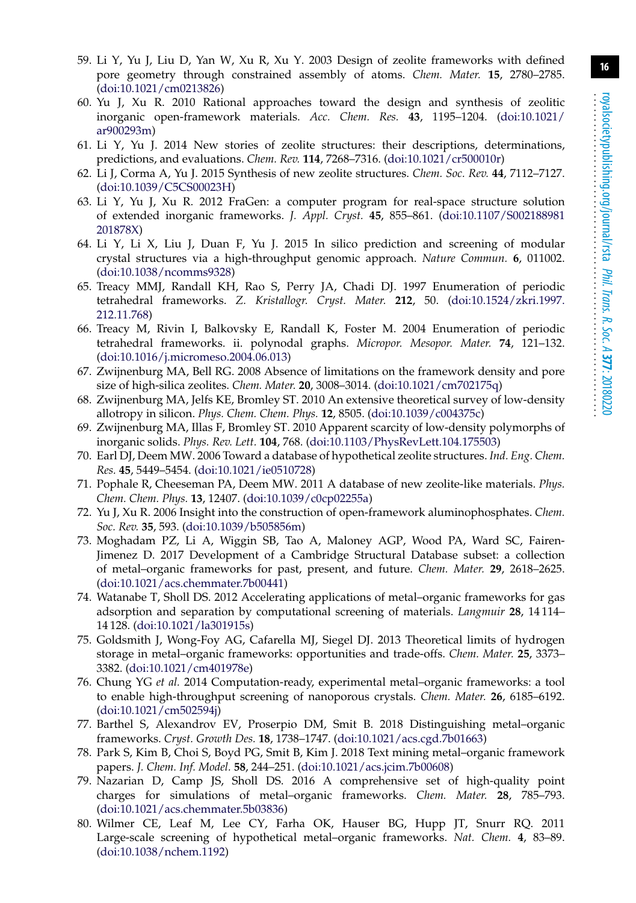59. Li Y, Yu J, Liu D, Yan W, Xu R, Xu Y. 2003 Design of zeolite frameworks with defined pore geometry through constrained assembly of atoms. *Chem. Mater.* **15**, 2780–2785. (doi:10.1021/cm0213826)
60. Yu J, Xu R. 2010 Rational approaches toward the design and synthesis of zeolitic inorganic open-framework materials. *Acc. Chem. Res.* **43**, 1195–1204. (doi:10.1021/ar900293m)
61. Li Y, Yu J. 2014 New stories of zeolite structures: their descriptions, determinations, predictions, and evaluations. *Chem. Rev.* **114**, 7268–7316. (doi:10.1021/cr500010r)
62. Li J, Corma A, Yu J. 2015 Synthesis of new zeolite structures. *Chem. Soc. Rev.* **44**, 7112–7127. (doi:10.1039/C5CS00023H)
63. Li Y, Yu J, Xu R. 2012 FraGen: a computer program for real-space structure solution of extended inorganic frameworks. *J. Appl. Cryst.* **45**, 855–861. (doi:10.1107/S002188981201878X)
64. Li Y, Li X, Liu J, Duan F, Yu J. 2015 In silico prediction and screening of modular crystal structures via a high-throughput genomic approach. *Nature Commun.* **6**, 011002. (doi:10.1038/ncomms9328)
65. Treacy MMJ, Randall KH, Rao S, Perry JA, Chadi DJ. 1997 Enumeration of periodic tetrahedral frameworks. *Z. Kristallogr. Cryst. Mater.* **212**, 50. (doi:10.1524/zkri.1997.212.11.768)
66. Treacy M, Rivin I, Balkovsky E, Randall K, Foster M. 2004 Enumeration of periodic tetrahedral frameworks. ii. polynodal graphs. *Micropor. Mesopor. Mater.* **74**, 121–132. (doi:10.1016/j.micromeso.2004.06.013)
67. Zwijnenburg MA, Bell RG. 2008 Absence of limitations on the framework density and pore size of high-silica zeolites. *Chem. Mater.* **20**, 3008–3014. (doi:10.1021/cm702175q)
68. Zwijnenburg MA, Jelfs KE, Bromley ST. 2010 An extensive theoretical survey of low-density allotropy in silicon. *Phys. Chem. Chem. Phys.* **12**, 8505. (doi:10.1039/c004375c)
69. Zwijnenburg MA, Illas F, Bromley ST. 2010 Apparent scarcity of low-density polymorphs of inorganic solids. *Phys. Rev. Lett.* **104**, 768. (doi:10.1103/PhysRevLett.104.175503)
70. Earl DJ, Deem MW. 2006 Toward a database of hypothetical zeolite structures. *Ind. Eng. Chem. Res.* **45**, 5449–5454. (doi:10.1021/ie0510728)
71. Pophale R, Cheeseman PA, Deem MW. 2011 A database of new zeolite-like materials. *Phys. Chem. Chem. Phys.* **13**, 12407. (doi:10.1039/c0cp02255a)
72. Yu J, Xu R. 2006 Insight into the construction of open-framework aluminophosphates. *Chem. Soc. Rev.* **35**, 593. (doi:10.1039/b505856m)
73. Moghadam PZ, Li A, Wiggin SB, Tao A, Maloney AGP, Wood PA, Ward SC, Fairen-Jimenez D. 2017 Development of a Cambridge Structural Database subset: a collection of metal–organic frameworks for past, present, and future. *Chem. Mater.* **29**, 2618–2625. (doi:10.1021/acs.chemmater.7b00441)
74. Watanabe T, Sholl DS. 2012 Accelerating applications of metal–organic frameworks for gas adsorption and separation by computational screening of materials. *Langmuir* **28**, 14 114–14 128. (doi:10.1021/la301915s)
75. Goldsmith J, Wong-Foy AG, Cafarella MJ, Siegel DJ. 2013 Theoretical limits of hydrogen storage in metal–organic frameworks: opportunities and trade-offs. *Chem. Mater.* **25**, 3373–3382. (doi:10.1021/cm401978e)
76. Chung YG *et al.* 2014 Computation-ready, experimental metal–organic frameworks: a tool to enable high-throughput screening of nanoporous crystals. *Chem. Mater.* **26**, 6185–6192. (doi:10.1021/cm502594j)
77. Barthel S, Alexandrov EV, Proserpio DM, Smit B. 2018 Distinguishing metal–organic frameworks. *Cryst. Growth Des.* **18**, 1738–1747. (doi:10.1021/acs.cgd.7b01663)
78. Park S, Kim B, Choi S, Boyd PG, Smit B, Kim J. 2018 Text mining metal–organic framework papers. *J. Chem. Inf. Model.* **58**, 244–251. (doi:10.1021/acs.jcim.7b00608)
79. Nazarian D, Camp JS, Sholl DS. 2016 A comprehensive set of high-quality point charges for simulations of metal–organic frameworks. *Chem. Mater.* **28**, 785–793. (doi:10.1021/acs.chemmater.5b03836)
80. Wilmer CE, Leaf M, Lee CY, Farha OK, Hauser BG, Hupp JT, Snurr RQ. 2011 Large-scale screening of hypothetical metal–organic frameworks. *Nat. Chem.* **4**, 83–89. (doi:10.1038/nchem.1192)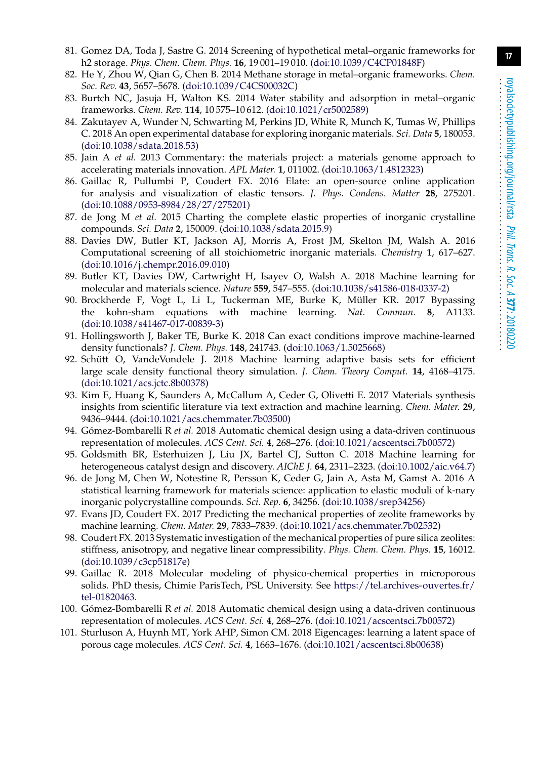81. Gomez DA, Toda J, Sastre G. 2014 Screening of hypothetical metal–organic frameworks for h2 storage. *Phys. Chem. Chem. Phys.* **16**, 19 001–19 010. (doi:10.1039/C4CP01848F)
82. He Y, Zhou W, Qian G, Chen B. 2014 Methane storage in metal–organic frameworks. *Chem. Soc. Rev.* **43**, 5657–5678. (doi:10.1039/C4CS00032C)
83. Burtch NC, Jasuja H, Walton KS. 2014 Water stability and adsorption in metal–organic frameworks. *Chem. Rev.* **114**, 10 575–10 612. (doi:10.1021/cr5002589)
84. Zakutayev A, Wunder N, Schwarting M, Perkins JD, White R, Munch K, Tumas W, Phillips C. 2018 An open experimental database for exploring inorganic materials. *Sci. Data* **5**, 180053. (doi:10.1038/sdata.2018.53)
85. Jain A *et al.* 2013 Commentary: the materials project: a materials genome approach to accelerating materials innovation. *APL Mater.* **1**, 011002. (doi:10.1063/1.4812323)
86. Gaillac R, Pullumbi P, Coudert FX. 2016 Elate: an open-source online application for analysis and visualization of elastic tensors. *J. Phys. Condens. Matter* **28**, 275201. (doi:10.1088/0953-8984/28/27/275201)
87. de Jong M *et al.* 2015 Charting the complete elastic properties of inorganic crystalline compounds. *Sci. Data* **2**, 150009. (doi:10.1038/sdata.2015.9)
88. Davies DW, Butler KT, Jackson AJ, Morris A, Frost JM, Skelton JM, Walsh A. 2016 Computational screening of all stoichiometric inorganic materials. *Chemistry* **1**, 617–627. (doi:10.1016/j.chempr.2016.09.010)
89. Butler KT, Davies DW, Cartwright H, Isayev O, Walsh A. 2018 Machine learning for molecular and materials science. *Nature* **559**, 547–555. (doi:10.1038/s41586-018-0337-2)
90. Brockherde F, Vogt L, Li L, Tuckerman ME, Burke K, Müller KR. 2017 Bypassing the kohn-sham equations with machine learning. *Nat. Commun.* **8**, A1133. (doi:10.1038/s41467-017-00839-3)
91. Hollingsworth J, Baker TE, Burke K. 2018 Can exact conditions improve machine-learned density functionals? *J. Chem. Phys.* **148**, 241743. (doi:10.1063/1.5025668)
92. Schütt O, VandeVondele J. 2018 Machine learning adaptive basis sets for efficient large scale density functional theory simulation. *J. Chem. Theory Comput.* **14**, 4168–4175. (doi:10.1021/acs.jctc.8b00378)
93. Kim E, Huang K, Saunders A, McCallum A, Ceder G, Olivetti E. 2017 Materials synthesis insights from scientific literature via text extraction and machine learning. *Chem. Mater.* **29**, 9436–9444. (doi:10.1021/acs.chemmater.7b03500)
94. Gómez-Bombarelli R *et al.* 2018 Automatic chemical design using a data-driven continuous representation of molecules. *ACS Cent. Sci.* **4**, 268–276. (doi:10.1021/acscentsci.7b00572)
95. Goldsmith BR, Esterhuizen J, Liu JX, Bartel CJ, Sutton C. 2018 Machine learning for heterogeneous catalyst design and discovery. *AIChE J.* **64**, 2311–2323. (doi:10.1002/aic.v64.7)
96. de Jong M, Chen W, Notestine R, Persson K, Ceder G, Jain A, Asta M, Gamst A. 2016 A statistical learning framework for materials science: application to elastic moduli of k-nary inorganic polycrystalline compounds. *Sci. Rep.* **6**, 34256. (doi:10.1038/srep34256)
97. Evans JD, Coudert FX. 2017 Predicting the mechanical properties of zeolite frameworks by machine learning. *Chem. Mater.* **29**, 7833–7839. (doi:10.1021/acs.chemmater.7b02532)
98. Coudert FX. 2013 Systematic investigation of the mechanical properties of pure silica zeolites: stiffness, anisotropy, and negative linear compressibility. *Phys. Chem. Chem. Phys.* **15**, 16012. (doi:10.1039/c3cp51817e)
99. Gaillac R. 2018 Molecular modeling of physico-chemical properties in microporous solids. PhD thesis, Chimie ParisTech, PSL University. See https://tel.archives-ouvertes.fr/tel-01820463.
100. Gómez-Bombarelli R *et al.* 2018 Automatic chemical design using a data-driven continuous representation of molecules. *ACS Cent. Sci.* **4**, 268–276. (doi:10.1021/acscentsci.7b00572)
101. Sturluson A, Huynh MT, York AHP, Simon CM. 2018 Eigencages: learning a latent space of porous cage molecules. *ACS Cent. Sci.* **4**, 1663–1676. (doi:10.1021/acscentsci.8b00638)